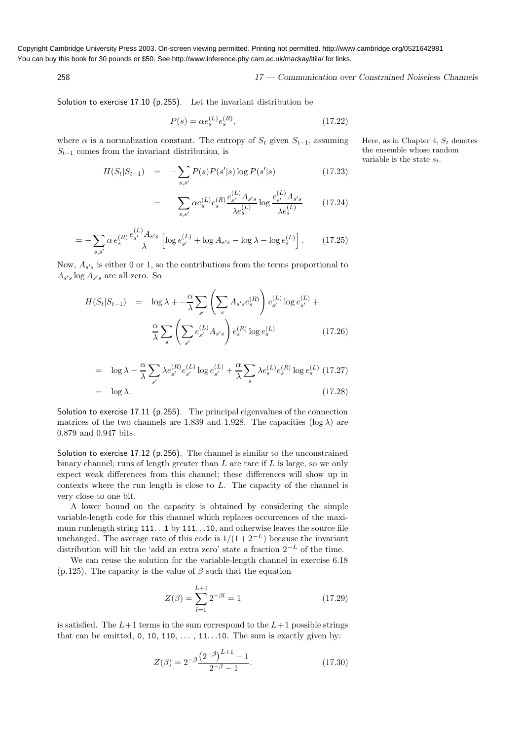Solution to exercise 17.10 (p.255). Let the invariant distribution be

$$P(s) = \alpha e_s^{(L)} e_s^{(R)}, \tag{17.22}$$

where $\alpha$ is a normalization constant. The entropy of $S_t$ given $S_{t-1}$, assuming $S_{t-1}$ comes from the invariant distribution, is

Here, as in Chapter 4, $S_t$ denotes the ensemble whose random variable is the state $s_t$.

$$H(S_t|S_{t-1}) = -\sum_{s,s'} P(s)P(s'|s)\log P(s'|s) \tag{17.23}$$

$$= -\sum_{s,s'} \alpha e_s^{(L)} e_s^{(R)} \frac{e_{s'}^{(L)} A_{s's}}{\lambda e_s^{(L)}} \log \frac{e_{s'}^{(L)} A_{s's}}{\lambda e_s^{(L)}} \tag{17.24}$$

$$= -\sum_{s,s'} \alpha\, e_s^{(R)} \frac{e_{s'}^{(L)} A_{s's}}{\lambda} \left[ \log e_{s'}^{(L)} + \log A_{s's} - \log \lambda - \log e_s^{(L)} \right]. \tag{17.25}$$

Now, $A_{s's}$ is either 0 or 1, so the contributions from the terms proportional to $A_{s's}\log A_{s's}$ are all zero. So

$$H(S_t|S_{t-1}) = \log\lambda + -\frac{\alpha}{\lambda}\sum_{s'}\left(\sum_s A_{s's} e_s^{(R)}\right) e_{s'}^{(L)} \log e_{s'}^{(L)} + \frac{\alpha}{\lambda}\sum_s \left(\sum_{s'} e_{s'}^{(L)} A_{s's}\right) e_s^{(R)} \log e_s^{(L)} \tag{17.26}$$

$$= \log\lambda - \frac{\alpha}{\lambda}\sum_{s'} \lambda e_{s'}^{(R)} e_{s'}^{(L)} \log e_{s'}^{(L)} + \frac{\alpha}{\lambda}\sum_s \lambda e_s^{(L)} e_s^{(R)} \log e_s^{(L)} \tag{17.27}$$

$$= \log\lambda. \tag{17.28}$$

Solution to exercise 17.11 (p.255). The principal eigenvalues of the connection matrices of the two channels are 1.839 and 1.928. The capacities ($\log\lambda$) are 0.879 and 0.947 bits.

Solution to exercise 17.12 (p.256). The channel is similar to the unconstrained binary channel; runs of length greater than $L$ are rare if $L$ is large, so we only expect weak differences from this channel; these differences will show up in contexts where the run length is close to $L$. The capacity of the channel is very close to one bit.

A lower bound on the capacity is obtained by considering the simple variable-length code for this channel which replaces occurrences of the maximum runlength string 111...1 by 111...10, and otherwise leaves the source file unchanged. The average rate of this code is $1/(1+2^{-L})$ because the invariant distribution will hit the 'add an extra zero' state a fraction $2^{-L}$ of the time.

We can reuse the solution for the variable-length channel in exercise 6.18 (p.125). The capacity is the value of $\beta$ such that the equation

$$Z(\beta) = \sum_{l=1}^{L+1} 2^{-\beta l} = 1 \tag{17.29}$$

is satisfied. The $L+1$ terms in the sum correspond to the $L+1$ possible strings that can be emitted, 0, 10, 110, ..., 11...10. The sum is exactly given by:

$$Z(\beta) = 2^{-\beta}\frac{\left(2^{-\beta}\right)^{L+1} - 1}{2^{-\beta} - 1}. \tag{17.30}$$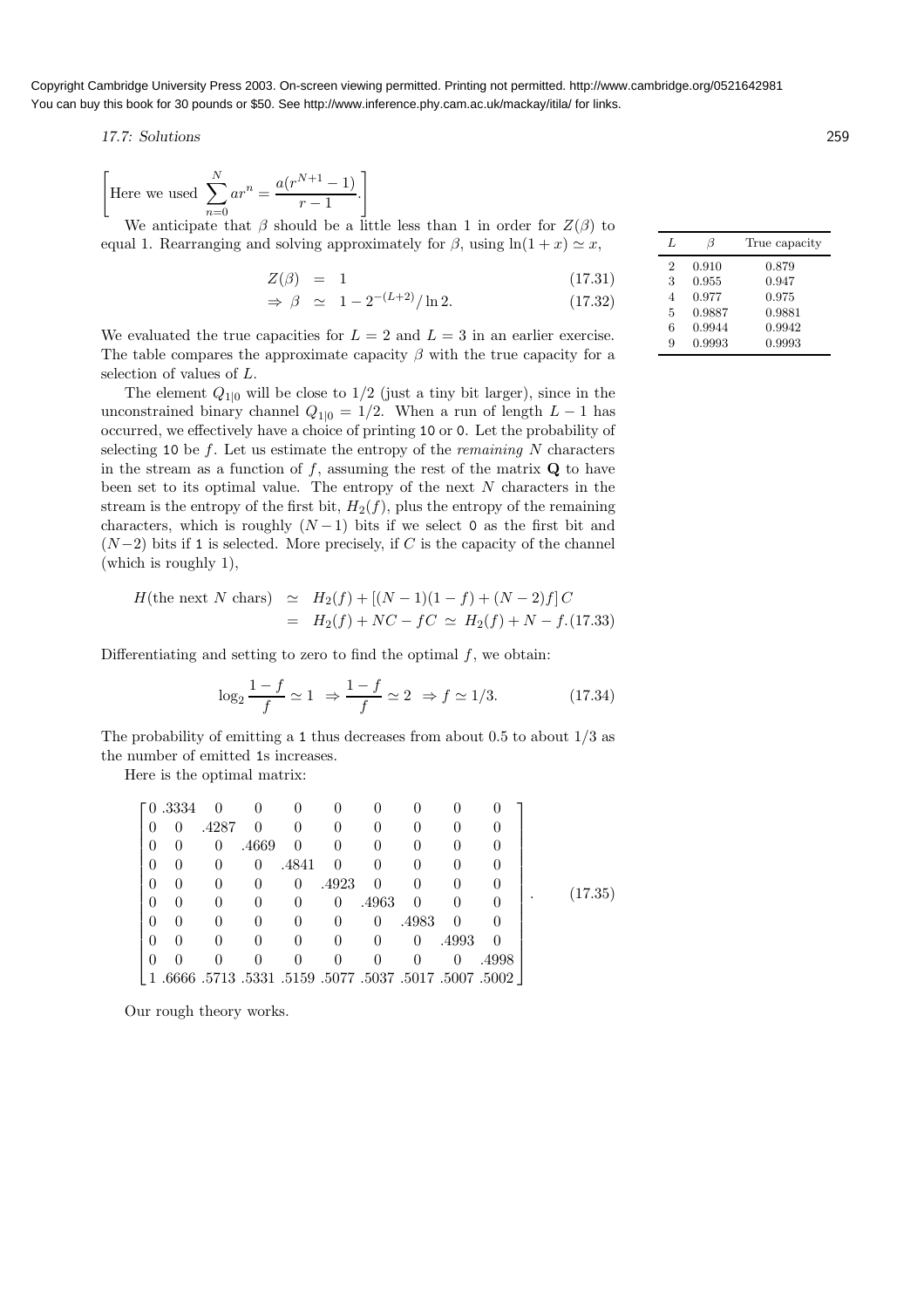$$\left[\text{Here we used } \sum_{n=0}^{N} ar^n = \frac{a(r^{N+1}-1)}{r-1}.\right]$$

We anticipate that $\beta$ should be a little less than 1 in order for $Z(\beta)$ to equal 1. Rearranging and solving approximately for $\beta$, using $\ln(1+x) \simeq x$,

$$Z(\beta) = 1 \tag{17.31}$$

$$\Rightarrow \beta \simeq 1 - 2^{-(L+2)}/\ln 2. \tag{17.32}$$

We evaluated the true capacities for $L = 2$ and $L = 3$ in an earlier exercise. The table compares the approximate capacity $\beta$ with the true capacity for a selection of values of $L$.

| $L$ | $\beta$ | True capacity |
|---|---|---|
| 2 | 0.910 | 0.879 |
| 3 | 0.955 | 0.947 |
| 4 | 0.977 | 0.975 |
| 5 | 0.9887 | 0.9881 |
| 6 | 0.9944 | 0.9942 |
| 9 | 0.9993 | 0.9993 |

The element $Q_{1|0}$ will be close to $1/2$ (just a tiny bit larger), since in the unconstrained binary channel $Q_{1|0} = 1/2$. When a run of length $L-1$ has occurred, we effectively have a choice of printing 10 or 0. Let the probability of selecting 10 be $f$. Let us estimate the entropy of the *remaining* $N$ characters in the stream as a function of $f$, assuming the rest of the matrix $\mathbf{Q}$ to have been set to its optimal value. The entropy of the next $N$ characters in the stream is the entropy of the first bit, $H_2(f)$, plus the entropy of the remaining characters, which is roughly $(N-1)$ bits if we select 0 as the first bit and $(N-2)$ bits if 1 is selected. More precisely, if $C$ is the capacity of the channel (which is roughly 1),

$$\begin{aligned} H(\text{the next } N \text{ chars}) &\simeq H_2(f) + [(N-1)(1-f) + (N-2)f]\, C \\ &= H_2(f) + NC - fC \simeq H_2(f) + N - f. \end{aligned} \tag{17.33}$$

Differentiating and setting to zero to find the optimal $f$, we obtain:

$$\log_2 \frac{1-f}{f} \simeq 1 \;\Rightarrow \frac{1-f}{f} \simeq 2 \;\Rightarrow f \simeq 1/3. \tag{17.34}$$

The probability of emitting a 1 thus decreases from about 0.5 to about $1/3$ as the number of emitted 1s increases.

Here is the optimal matrix:

$$\begin{bmatrix} 0 & .3334 & 0 & 0 & 0 & 0 & 0 & 0 & 0 & 0 \\ 0 & 0 & .4287 & 0 & 0 & 0 & 0 & 0 & 0 & 0 \\ 0 & 0 & 0 & .4669 & 0 & 0 & 0 & 0 & 0 & 0 \\ 0 & 0 & 0 & 0 & .4841 & 0 & 0 & 0 & 0 & 0 \\ 0 & 0 & 0 & 0 & 0 & .4923 & 0 & 0 & 0 & 0 \\ 0 & 0 & 0 & 0 & 0 & 0 & .4963 & 0 & 0 & 0 \\ 0 & 0 & 0 & 0 & 0 & 0 & 0 & .4983 & 0 & 0 \\ 0 & 0 & 0 & 0 & 0 & 0 & 0 & 0 & .4993 & 0 \\ 0 & 0 & 0 & 0 & 0 & 0 & 0 & 0 & 0 & .4998 \\ 1 & .6666 & .5713 & .5331 & .5159 & .5077 & .5037 & .5017 & .5007 & .5002 \end{bmatrix}. \tag{17.35}$$

Our rough theory works.